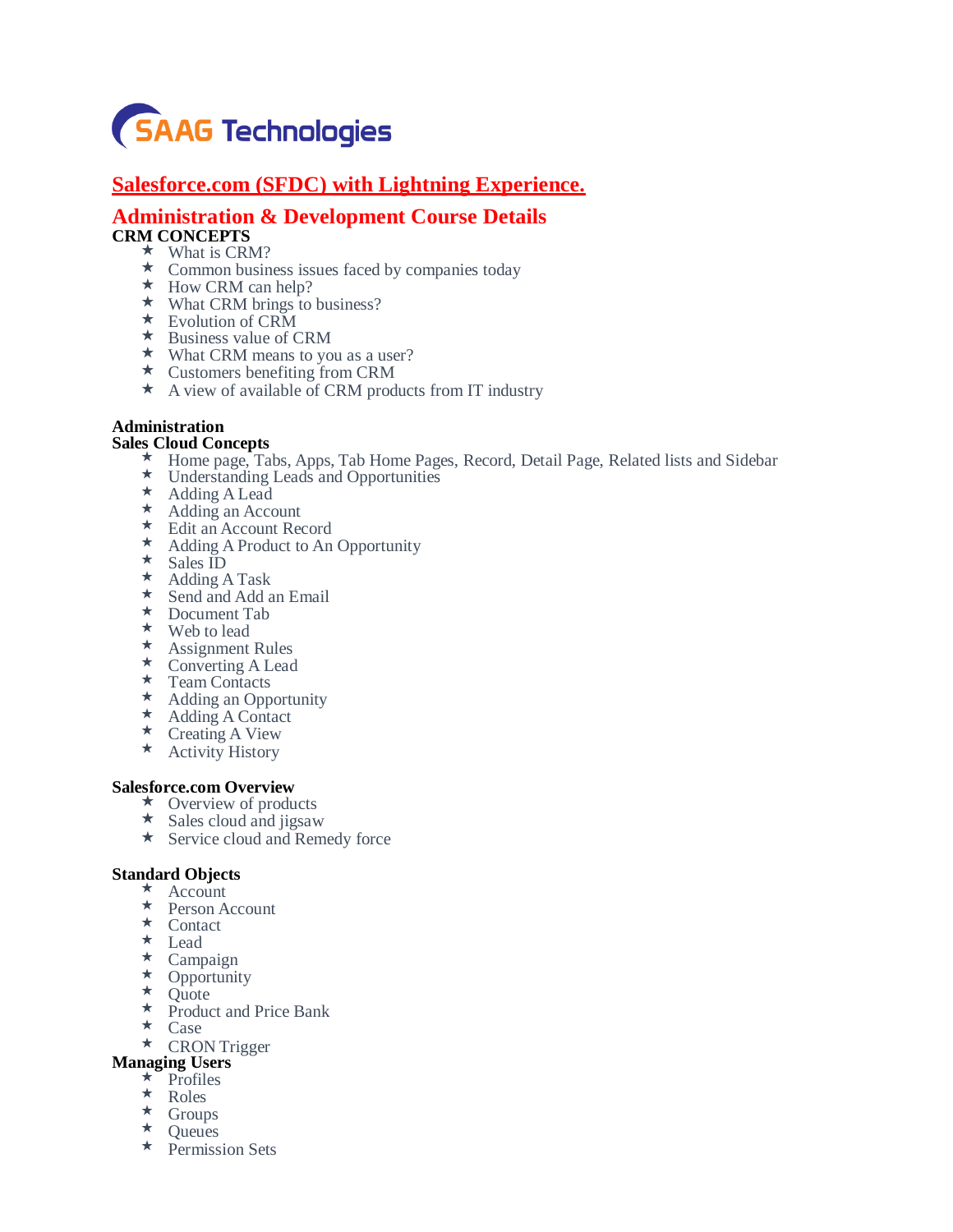SAAG Technologies

# Salesforce.com (SFDC) with Lightning Experience.

# Administration & Development Course Details

**CRM CONCEPTS**

- What is CRM?
- Common business issues faced by companies today
- How CRM can help?
- What CRM brings to business?
- Evolution of CRM
- Business value of CRM
- What CRM means to you as a user?
- Customers benefiting from CRM
- A view of available of CRM products from IT industry

**Administration**

**Sales Cloud Concepts**

- Home page, Tabs, Apps, Tab Home Pages, Record, Detail Page, Related lists and Sidebar
- Understanding Leads and Opportunities
- Adding A Lead
- Adding an Account
- Edit an Account Record
- Adding A Product to An Opportunity
- Sales ID
- Adding A Task
- Send and Add an Email
- Document Tab
- Web to lead
- Assignment Rules
- Converting A Lead
- Team Contacts
- Adding an Opportunity
- Adding A Contact
- Creating A View
- Activity History

**Salesforce.com Overview**

- Overview of products
- Sales cloud and jigsaw
- Service cloud and Remedy force

**Standard Objects**

- Account
- Person Account
- Contact
- Lead
- Campaign
- Opportunity
- Quote
- Product and Price Bank
- Case
- CRON Trigger

**Managing Users**

- Profiles
- Roles
- Groups
- Queues
- Permission Sets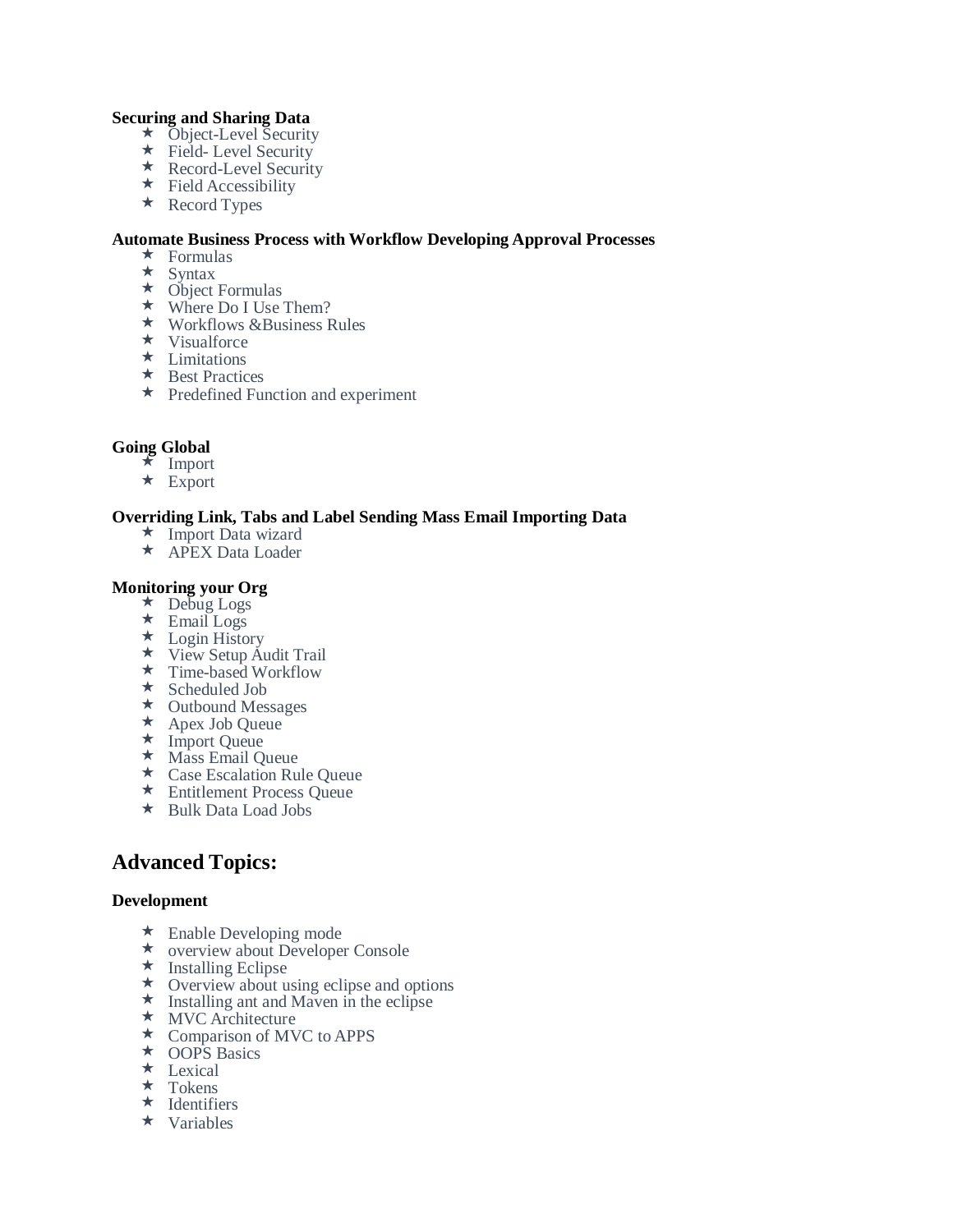**Securing and Sharing Data**

- Object-Level Security
- Field- Level Security
- Record-Level Security
- Field Accessibility
- Record Types

**Automate Business Process with Workflow Developing Approval Processes**

- Formulas
- Syntax
- Object Formulas
- Where Do I Use Them?
- Workflows &Business Rules
- Visualforce
- Limitations
- Best Practices
- Predefined Function and experiment

**Going Global**

- Import
- Export

**Overriding Link, Tabs and Label Sending Mass Email Importing Data**

- Import Data wizard
- APEX Data Loader

**Monitoring your Org**

- Debug Logs
- Email Logs
- Login History
- View Setup Audit Trail
- Time-based Workflow
- Scheduled Job
- Outbound Messages
- Apex Job Queue
- Import Queue
- Mass Email Queue
- Case Escalation Rule Queue
- Entitlement Process Queue
- Bulk Data Load Jobs

## Advanced Topics:

**Development**

- Enable Developing mode
- overview about Developer Console
- Installing Eclipse
- Overview about using eclipse and options
- Installing ant and Maven in the eclipse
- MVC Architecture
- Comparison of MVC to APPS
- OOPS Basics
- Lexical
- Tokens
- Identifiers
- Variables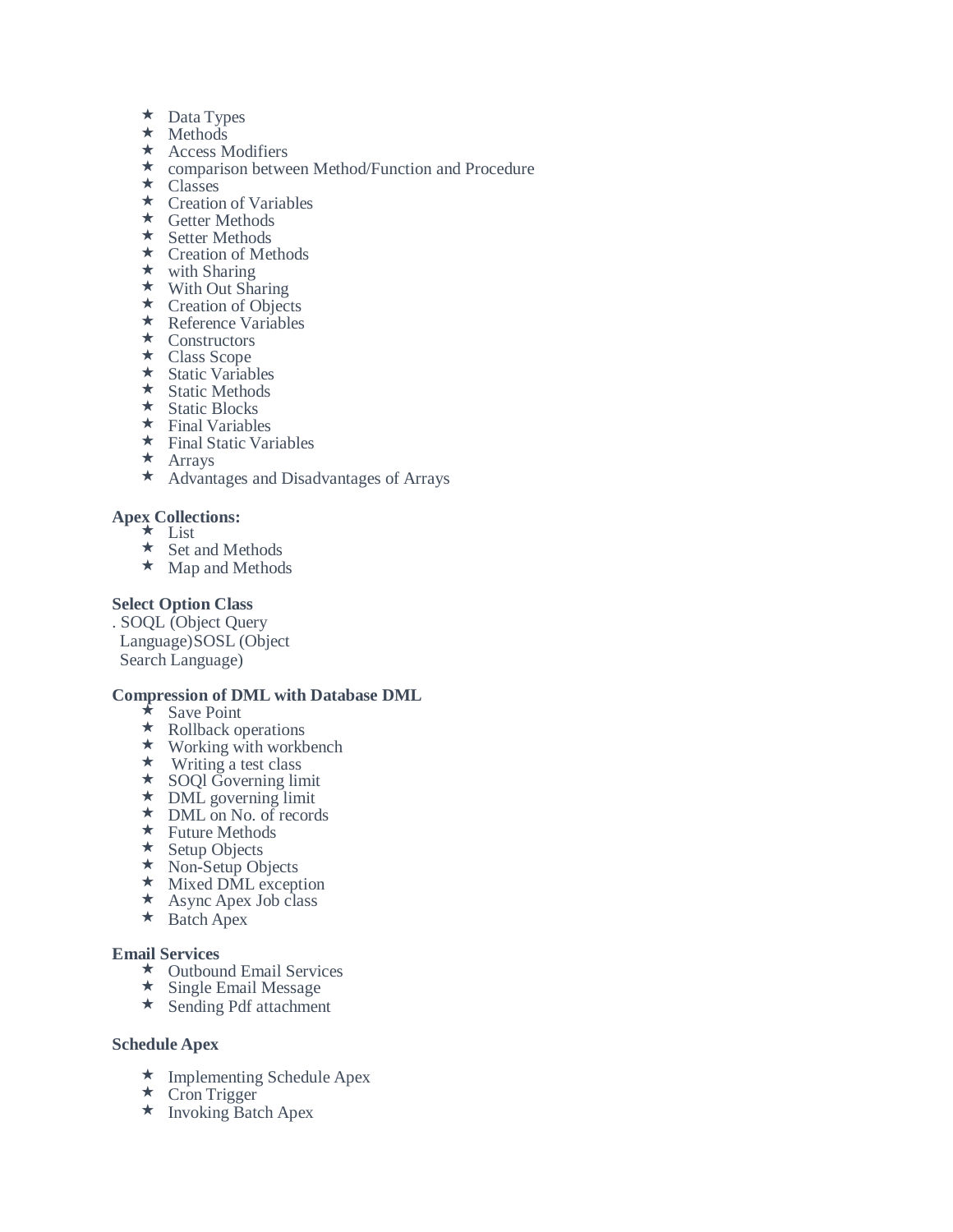- Data Types
- Methods
- Access Modifiers
- comparison between Method/Function and Procedure
- Classes
- Creation of Variables
- Getter Methods
- Setter Methods
- Creation of Methods
- with Sharing
- With Out Sharing
- Creation of Objects
- Reference Variables
- Constructors
- Class Scope
- Static Variables
- Static Methods
- Static Blocks
- Final Variables
- Final Static Variables
- Arrays
- Advantages and Disadvantages of Arrays

**Apex Collections:**
- List
- Set and Methods
- Map and Methods

**Select Option Class**

. SOQL (Object Query Language)SOSL (Object Search Language)

**Compression of DML with Database DML**
- Save Point
- Rollback operations
- Working with workbench
- Writing a test class
- SOQl Governing limit
- DML governing limit
- DML on No. of records
- Future Methods
- Setup Objects
- Non-Setup Objects
- Mixed DML exception
- Async Apex Job class
- Batch Apex

**Email Services**
- Outbound Email Services
- Single Email Message
- Sending Pdf attachment

**Schedule Apex**

- Implementing Schedule Apex
- Cron Trigger
- Invoking Batch Apex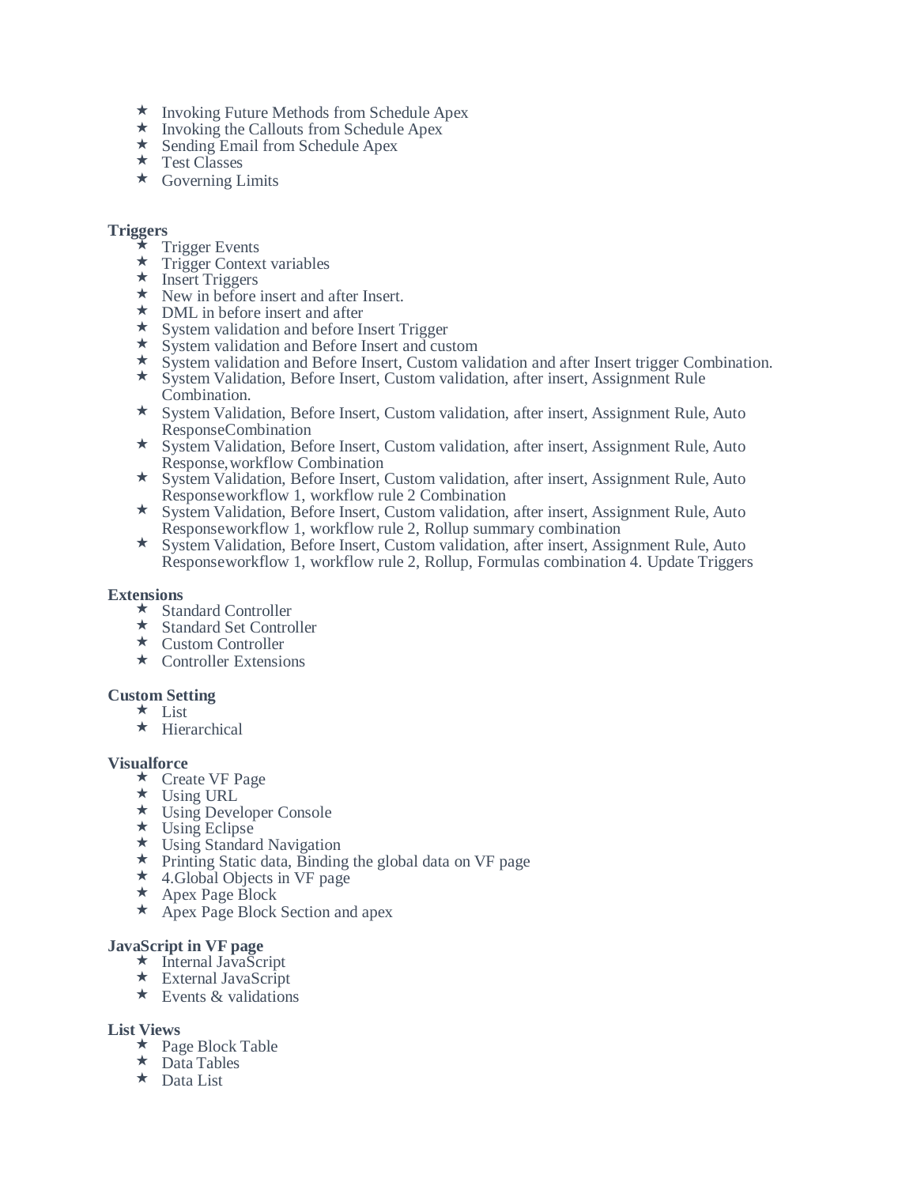- Invoking Future Methods from Schedule Apex
- Invoking the Callouts from Schedule Apex
- Sending Email from Schedule Apex
- Test Classes
- Governing Limits

**Triggers**

- Trigger Events
- Trigger Context variables
- Insert Triggers
- New in before insert and after Insert.
- DML in before insert and after
- System validation and before Insert Trigger
- System validation and Before Insert and custom
- System validation and Before Insert, Custom validation and after Insert trigger Combination.
- System Validation, Before Insert, Custom validation, after insert, Assignment Rule Combination.
- System Validation, Before Insert, Custom validation, after insert, Assignment Rule, Auto ResponseCombination
- System Validation, Before Insert, Custom validation, after insert, Assignment Rule, Auto Response,workflow Combination
- System Validation, Before Insert, Custom validation, after insert, Assignment Rule, Auto Responseworkflow 1, workflow rule 2 Combination
- System Validation, Before Insert, Custom validation, after insert, Assignment Rule, Auto Responseworkflow 1, workflow rule 2, Rollup summary combination
- System Validation, Before Insert, Custom validation, after insert, Assignment Rule, Auto Responseworkflow 1, workflow rule 2, Rollup, Formulas combination 4. Update Triggers

**Extensions**

- Standard Controller
- Standard Set Controller
- Custom Controller
- Controller Extensions

**Custom Setting**

- List
- Hierarchical

**Visualforce**

- Create VF Page
- Using URL
- Using Developer Console
- Using Eclipse
- Using Standard Navigation
- Printing Static data, Binding the global data on VF page
- 4.Global Objects in VF page
- Apex Page Block
- Apex Page Block Section and apex

**JavaScript in VF page**

- Internal JavaScript
- External JavaScript
- Events & validations

**List Views**

- Page Block Table
- Data Tables
- Data List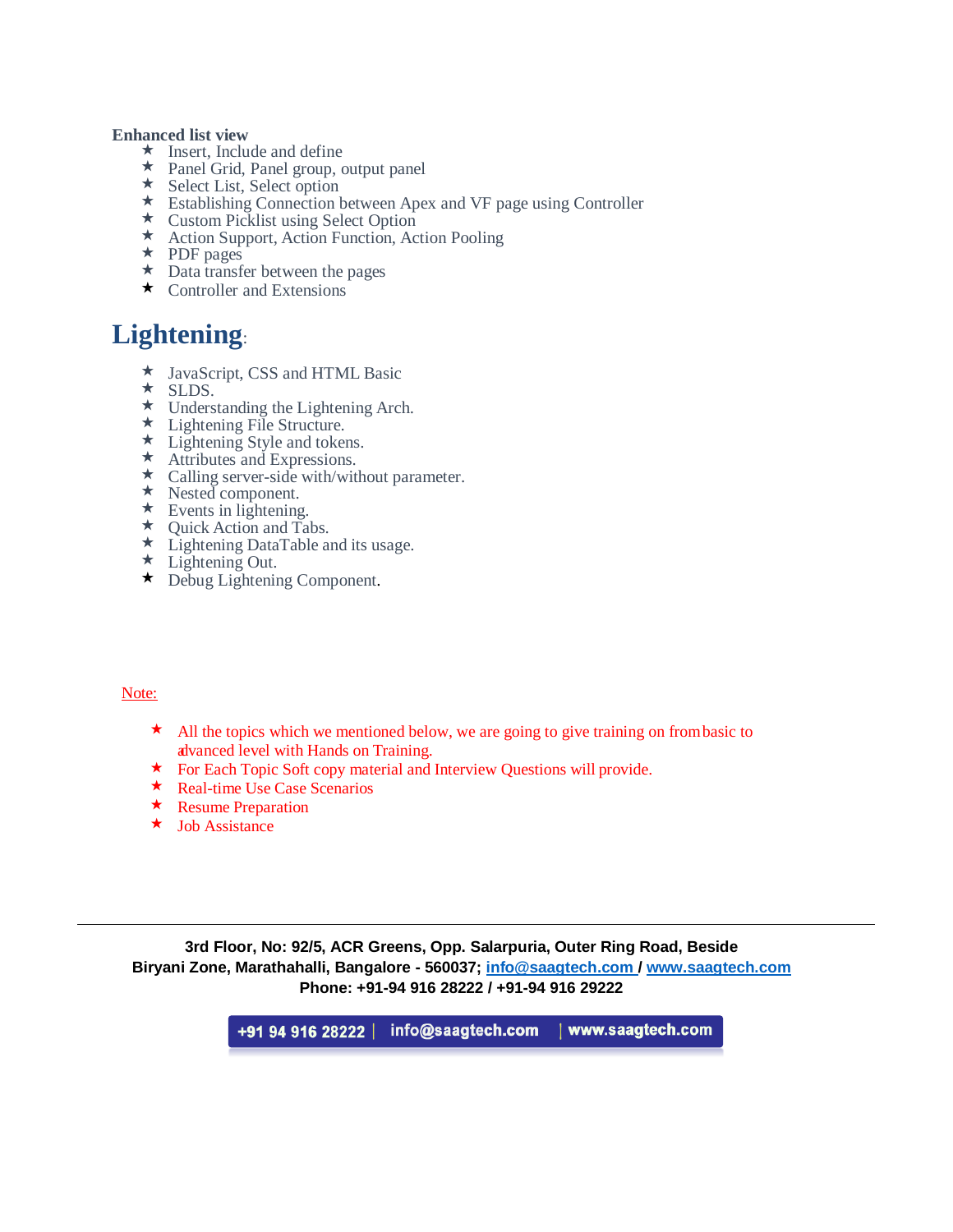**Enhanced list view**

- Insert, Include and define
- Panel Grid, Panel group, output panel
- Select List, Select option
- Establishing Connection between Apex and VF page using Controller
- Custom Picklist using Select Option
- Action Support, Action Function, Action Pooling
- PDF pages
- Data transfer between the pages
- Controller and Extensions

# Lightening:

- JavaScript, CSS and HTML Basic
- SLDS.
- Understanding the Lightening Arch.
- Lightening File Structure.
- Lightening Style and tokens.
- Attributes and Expressions.
- Calling server-side with/without parameter.
- Nested component.
- Events in lightening.
- Quick Action and Tabs.
- Lightening DataTable and its usage.
- Lightening Out.
- Debug Lightening Component.

Note:

- All the topics which we mentioned below, we are going to give training on from basic to advanced level with Hands on Training.
- For Each Topic Soft copy material and Interview Questions will provide.
- Real-time Use Case Scenarios
- Resume Preparation
- Job Assistance

---

**3rd Floor, No: 92/5, ACR Greens, Opp. Salarpuria, Outer Ring Road, Beside Biryani Zone, Marathahalli, Bangalore - 560037; info@saagtech.com / www.saagtech.com**
**Phone: +91-94 916 28222 / +91-94 916 29222**

+91 94 916 28222 | info@saagtech.com | www.saagtech.com